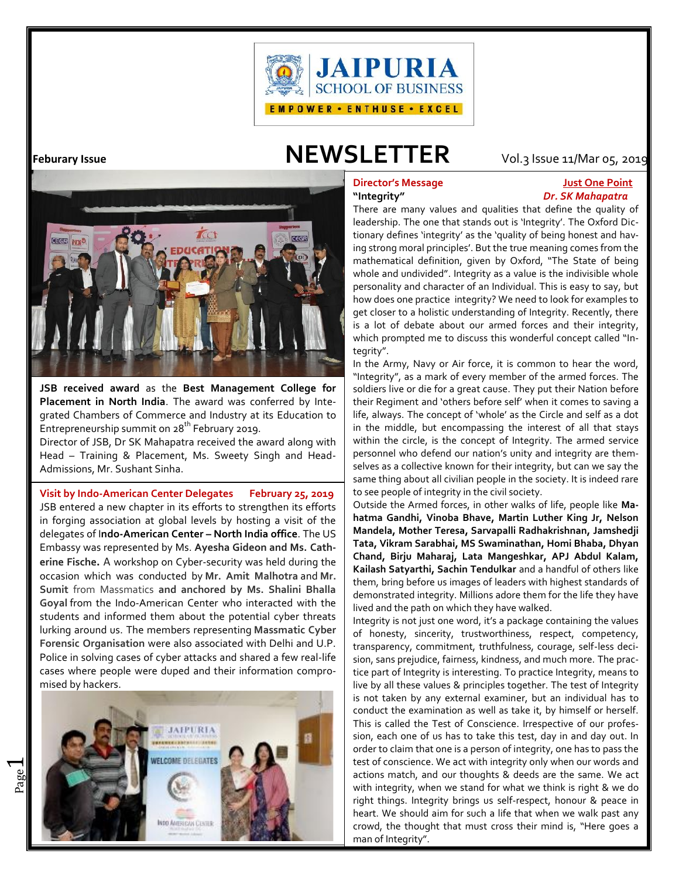# JAIPURIA SCHOOL OF BUSINESS

EMPOWER • ENTHUSE • EXCEL

**Feburary Issue**

# NEWSLETTER

Vol.3 Issue 11/Mar 05, 2019

**JSB received award** as the **Best Management College for Placement in North India**. The award was conferred by Integrated Chambers of Commerce and Industry at its Education to Entrepreneurship summit on 28th February 2019.

Director of JSB, Dr SK Mahapatra received the award along with Head – Training & Placement, Ms. Sweety Singh and Head-Admissions, Mr. Sushant Sinha.

## Visit by Indo-American Center Delegates — February 25, 2019

JSB entered a new chapter in its efforts to strengthen its efforts in forging association at global levels by hosting a visit of the delegates of I**ndo-American Center – North India office**. The US Embassy was represented by Ms. **Ayesha Gideon and Ms. Catherine Fische.** A workshop on Cyber-security was held during the occasion which was conducted by **Mr. Amit Malhotra** and **Mr. Sumit** from Massmatics **and anchored by Ms. Shalini Bhalla Goyal** from the Indo-American Center who interacted with the students and informed them about the potential cyber threats lurking around us. The members representing **Massmatic Cyber Forensic Organisation** were also associated with Delhi and U.P. Police in solving cases of cyber attacks and shared a few real-life cases where people were duped and their information compromised by hackers.

## Director's Message — Just One Point

**"Integrity"** — ***Dr. SK Mahapatra***

There are many values and qualities that define the quality of leadership. The one that stands out is 'Integrity'. The Oxford Dictionary defines 'integrity' as the 'quality of being honest and having strong moral principles'. But the true meaning comes from the mathematical definition, given by Oxford, "The State of being whole and undivided". Integrity as a value is the indivisible whole personality and character of an Individual. This is easy to say, but how does one practice integrity? We need to look for examples to get closer to a holistic understanding of Integrity. Recently, there is a lot of debate about our armed forces and their integrity, which prompted me to discuss this wonderful concept called "Integrity".

In the Army, Navy or Air force, it is common to hear the word, "Integrity", as a mark of every member of the armed forces. The soldiers live or die for a great cause. They put their Nation before their Regiment and 'others before self' when it comes to saving a life, always. The concept of 'whole' as the Circle and self as a dot in the middle, but encompassing the interest of all that stays within the circle, is the concept of Integrity. The armed service personnel who defend our nation's unity and integrity are themselves as a collective known for their integrity, but can we say the same thing about all civilian people in the society. It is indeed rare to see people of integrity in the civil society.

Outside the Armed forces, in other walks of life, people like **Mahatma Gandhi, Vinoba Bhave, Martin Luther King Jr, Nelson Mandela, Mother Teresa, Sarvapalli Radhakrishnan, Jamshedji Tata, Vikram Sarabhai, MS Swaminathan, Homi Bhaba, Dhyan Chand, Birju Maharaj, Lata Mangeshkar, APJ Abdul Kalam, Kailash Satyarthi, Sachin Tendulkar** and a handful of others like them, bring before us images of leaders with highest standards of demonstrated integrity. Millions adore them for the life they have lived and the path on which they have walked.

Integrity is not just one word, it's a package containing the values of honesty, sincerity, trustworthiness, respect, competency, transparency, commitment, truthfulness, courage, self-less decision, sans prejudice, fairness, kindness, and much more. The practice part of Integrity is interesting. To practice Integrity, means to live by all these values & principles together. The test of Integrity is not taken by any external examiner, but an individual has to conduct the examination as well as take it, by himself or herself. This is called the Test of Conscience. Irrespective of our profession, each one of us has to take this test, day in and day out. In order to claim that one is a person of integrity, one has to pass the test of conscience. We act with integrity only when our words and actions match, and our thoughts & deeds are the same. We act with integrity, when we stand for what we think is right & we do right things. Integrity brings us self-respect, honour & peace in heart. We should aim for such a life that when we walk past any crowd, the thought that must cross their mind is, "Here goes a man of Integrity".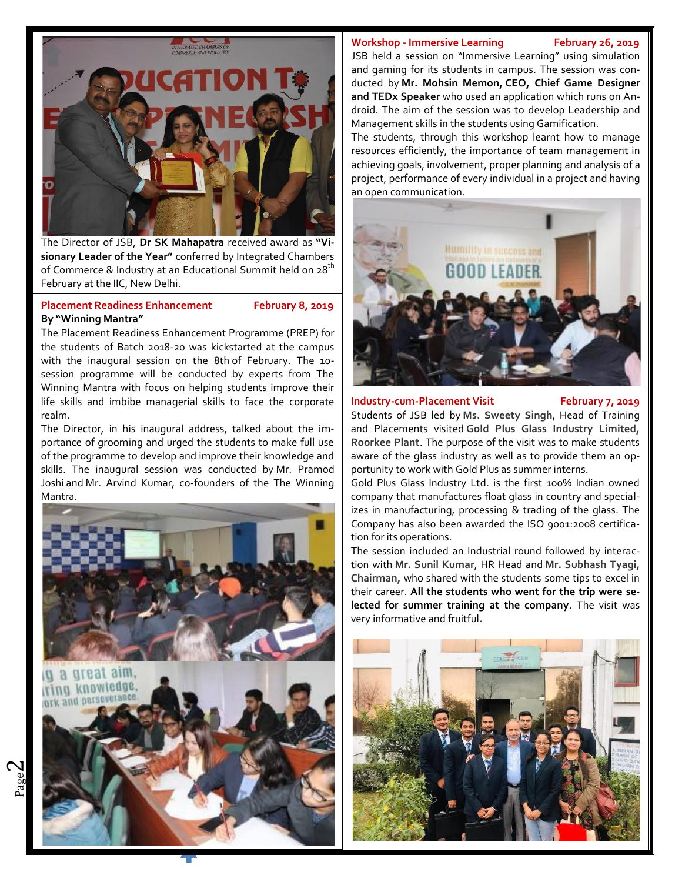The Director of JSB, **Dr SK Mahapatra** received award as **"Visionary Leader of the Year"** conferred by Integrated Chambers of Commerce & Industry at an Educational Summit held on 28th February at the IIC, New Delhi.

## Placement Readiness Enhancement By "Winning Mantra" — February 8, 2019

The Placement Readiness Enhancement Programme (PREP) for the students of Batch 2018-20 was kickstarted at the campus with the inaugural session on the 8th of February. The 10-session programme will be conducted by experts from The Winning Mantra with focus on helping students improve their life skills and imbibe managerial skills to face the corporate realm.

The Director, in his inaugural address, talked about the importance of grooming and urged the students to make full use of the programme to develop and improve their knowledge and skills. The inaugural session was conducted by Mr. Pramod Joshi and Mr. Arvind Kumar, co-founders of the The Winning Mantra.

## Workshop - Immersive Learning — February 26, 2019

JSB held a session on "Immersive Learning" using simulation and gaming for its students in campus. The session was conducted by **Mr. Mohsin Memon, CEO, Chief Game Designer and TEDx Speaker** who used an application which runs on Android. The aim of the session was to develop Leadership and Management skills in the students using Gamification.

The students, through this workshop learnt how to manage resources efficiently, the importance of team management in achieving goals, involvement, proper planning and analysis of a project, performance of every individual in a project and having an open communication.

## Industry-cum-Placement Visit — February 7, 2019

Students of JSB led by **Ms. Sweety Singh**, Head of Training and Placements visited **Gold Plus Glass Industry Limited, Roorkee Plant**. The purpose of the visit was to make students aware of the glass industry as well as to provide them an opportunity to work with Gold Plus as summer interns.

Gold Plus Glass Industry Ltd. is the first 100% Indian owned company that manufactures float glass in country and specializes in manufacturing, processing & trading of the glass. The Company has also been awarded the ISO 9001:2008 certification for its operations.

The session included an Industrial round followed by interaction with **Mr. Sunil Kumar**, HR Head and **Mr. Subhash Tyagi, Chairman,** who shared with the students some tips to excel in their career. **All the students who went for the trip were selected for summer training at the company**. The visit was very informative and fruitful.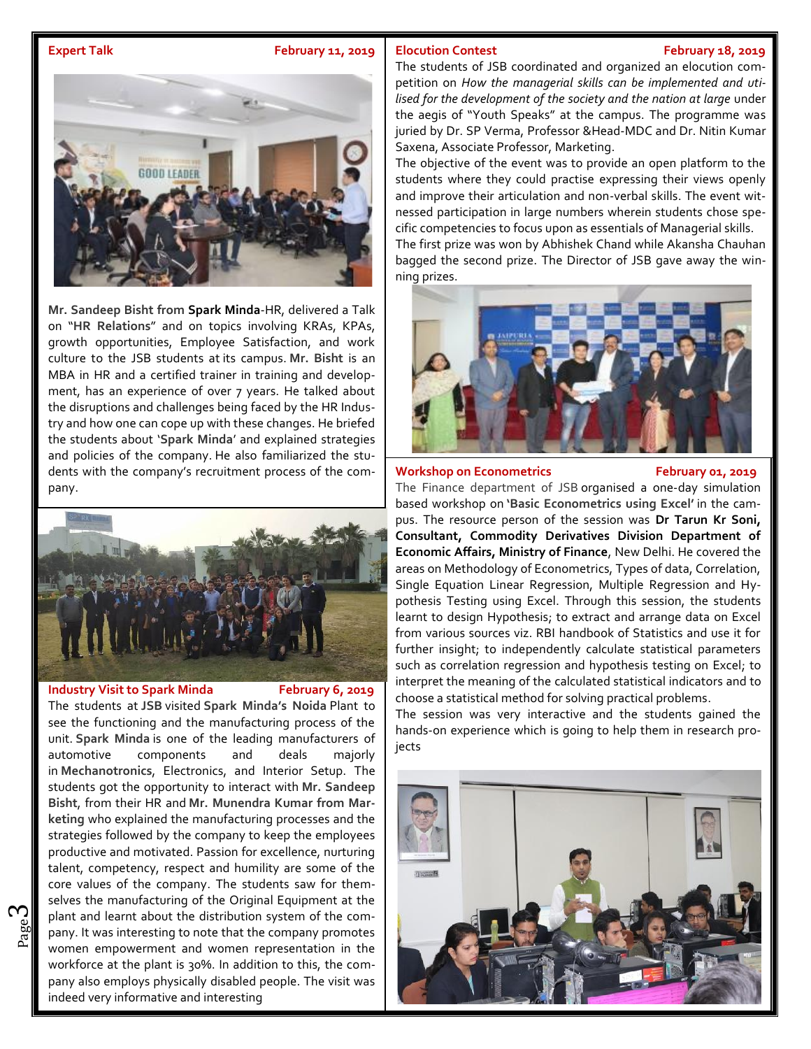### Expert Talk — February 11, 2019

**Mr. Sandeep Bisht from Spark Minda**-HR, delivered a Talk on "**HR Relations**" and on topics involving KRAs, KPAs, growth opportunities, Employee Satisfaction, and work culture to the JSB students at its campus. **Mr. Bisht** is an MBA in HR and a certified trainer in training and development, has an experience of over 7 years. He talked about the disruptions and challenges being faced by the HR Industry and how one can cope up with these changes. He briefed the students about '**Spark Minda**' and explained strategies and policies of the company. He also familiarized the students with the company's recruitment process of the company.

### Industry Visit to Spark Minda — February 6, 2019

The students at **JSB** visited **Spark Minda's Noida** Plant to see the functioning and the manufacturing process of the unit. **Spark Minda** is one of the leading manufacturers of automotive components and deals majorly in **Mechanotronics**, Electronics, and Interior Setup. The students got the opportunity to interact with **Mr. Sandeep Bisht**, from their HR and **Mr. Munendra Kumar from Marketing** who explained the manufacturing processes and the strategies followed by the company to keep the employees productive and motivated. Passion for excellence, nurturing talent, competency, respect and humility are some of the core values of the company. The students saw for themselves the manufacturing of the Original Equipment at the plant and learnt about the distribution system of the company. It was interesting to note that the company promotes women empowerment and women representation in the workforce at the plant is 30%. In addition to this, the company also employs physically disabled people. The visit was indeed very informative and interesting

### Elocution Contest — February 18, 2019

The students of JSB coordinated and organized an elocution competition on *How the managerial skills can be implemented and utilised for the development of the society and the nation at large* under the aegis of "Youth Speaks" at the campus. The programme was juried by Dr. SP Verma, Professor &Head-MDC and Dr. Nitin Kumar Saxena, Associate Professor, Marketing.

The objective of the event was to provide an open platform to the students where they could practise expressing their views openly and improve their articulation and non-verbal skills. The event witnessed participation in large numbers wherein students chose specific competencies to focus upon as essentials of Managerial skills.

The first prize was won by Abhishek Chand while Akansha Chauhan bagged the second prize. The Director of JSB gave away the winning prizes.

### Workshop on Econometrics — February 01, 2019

The Finance department of JSB organised a one-day simulation based workshop on **'Basic Econometrics using Excel'** in the campus. The resource person of the session was **Dr Tarun Kr Soni, Consultant, Commodity Derivatives Division Department of Economic Affairs, Ministry of Finance**, New Delhi. He covered the areas on Methodology of Econometrics, Types of data, Correlation, Single Equation Linear Regression, Multiple Regression and Hypothesis Testing using Excel. Through this session, the students learnt to design Hypothesis; to extract and arrange data on Excel from various sources viz. RBI handbook of Statistics and use it for further insight; to independently calculate statistical parameters such as correlation regression and hypothesis testing on Excel; to interpret the meaning of the calculated statistical indicators and to choose a statistical method for solving practical problems.

The session was very interactive and the students gained the hands-on experience which is going to help them in research projects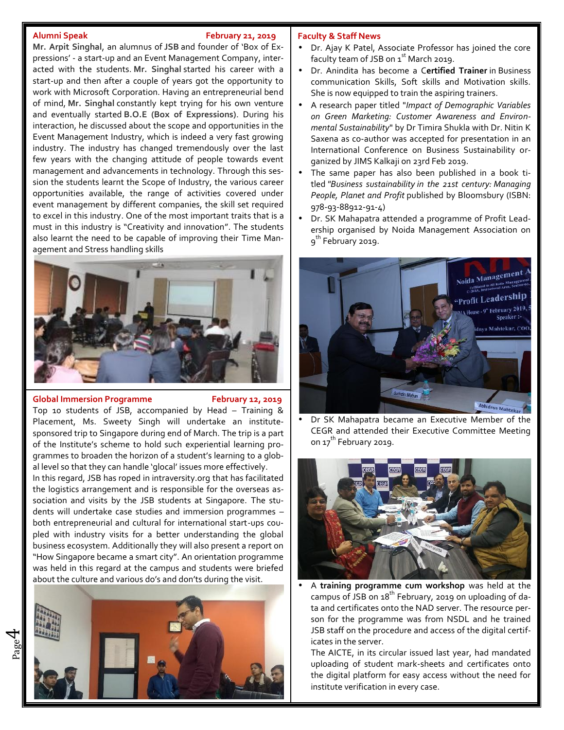## Alumni Speak

February 21, 2019

**Mr. Arpit Singhal**, an alumnus of **JSB** and founder of 'Box of Expressions' - a start-up and an Event Management Company, interacted with the students. **Mr. Singhal** started his career with a start-up and then after a couple of years got the opportunity to work with Microsoft Corporation. Having an entrepreneurial bend of mind, **Mr. Singhal** constantly kept trying for his own venture and eventually started **B.O.E (Box of Expressions)**. During his interaction, he discussed about the scope and opportunities in the Event Management Industry, which is indeed a very fast growing industry. The industry has changed tremendously over the last few years with the changing attitude of people towards event management and advancements in technology. Through this session the students learnt the Scope of Industry, the various career opportunities available, the range of activities covered under event management by different companies, the skill set required to excel in this industry. One of the most important traits that is a must in this industry is "Creativity and innovation". The students also learnt the need to be capable of improving their Time Management and Stress handling skills

## Global Immersion Programme

February 12, 2019

Top 10 students of JSB, accompanied by Head – Training & Placement, Ms. Sweety Singh will undertake an institute-sponsored trip to Singapore during end of March. The trip is a part of the Institute's scheme to hold such experiential learning programmes to broaden the horizon of a student's learning to a global level so that they can handle 'glocal' issues more effectively.

In this regard, JSB has roped in intraversity.org that has facilitated the logistics arrangement and is responsible for the overseas association and visits by the JSB students at Singapore. The students will undertake case studies and immersion programmes – both entrepreneurial and cultural for international start-ups coupled with industry visits for a better understanding the global business ecosystem. Additionally they will also present a report on "How Singapore became a smart city". An orientation programme was held in this regard at the campus and students were briefed about the culture and various do's and don'ts during the visit.

## Faculty & Staff News

- Dr. Ajay K Patel, Associate Professor has joined the core faculty team of JSB on 1st March 2019.
- Dr. Anindita has become a C**ertified Trainer** in Business communication Skills, Soft skills and Motivation skills. She is now equipped to train the aspiring trainers.
- A research paper titled "*Impact of Demographic Variables on Green Marketing: Customer Awareness and Environmental Sustainability*" by Dr Timira Shukla with Dr. Nitin K Saxena as co-author was accepted for presentation in an International Conference on Business Sustainability organized by JIMS Kalkaji on 23rd Feb 2019.
- The same paper has also been published in a book titled "*Business sustainability in the 21st century: Managing People, Planet and Profit* published by Bloomsbury (ISBN: 978-93-88912-91-4)
- Dr. SK Mahapatra attended a programme of Profit Leadership organised by Noida Management Association on 9th February 2019.
- Dr SK Mahapatra became an Executive Member of the CEGR and attended their Executive Committee Meeting on 17th February 2019.
- A **training programme cum workshop** was held at the campus of JSB on 18th February, 2019 on uploading of data and certificates onto the NAD server. The resource person for the programme was from NSDL and he trained JSB staff on the procedure and access of the digital certificates in the server.

  The AICTE, in its circular issued last year, had mandated uploading of student mark-sheets and certificates onto the digital platform for easy access without the need for institute verification in every case.